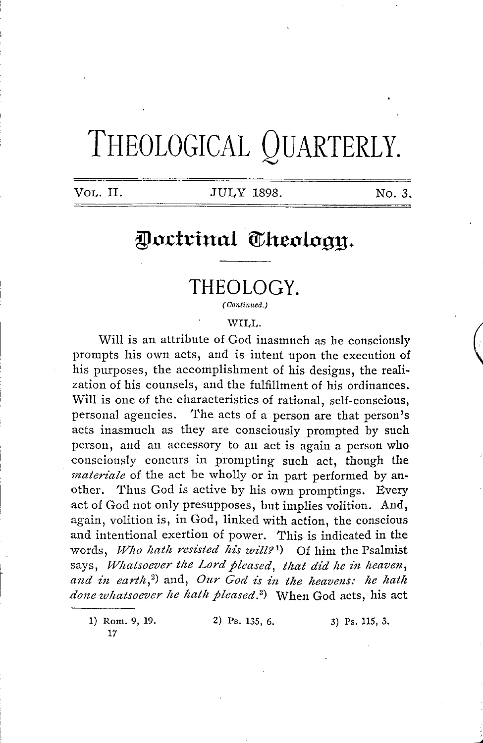# THEOLOGICAL QUARTERLY.

Vol. II. JULY 1898. No. 3.

## Doctrinal Theology.

### THEOLOGY.

*(Continued.)*

WILL.

Will is an attribute of God inasmuch as he consciously prompts his own acts, and is intent upon the execution of his purposes, the accomplishment of his designs, the realization of his counsels, and the fulfillment of his ordinances. Will is one of the characteristics of rational, self-conscious, personal agencies. The acts of a person are that person's acts inasmuch as they are consciously prompted by such person, and an accessory to an act is again a person who consciously concurs in prompting such act, though the *materiale* of the act be wholly or in part performed by another. Thus God is active by his own promptings. Every act of God not only presupposes, but implies volition. And, again, volition is, in God, linked with action, the conscious and intentional exertion of power. This is indicated in the words, *Who hath resisted his will?*[1] Of him the Psalmist says, *Whatsoever the Lord pleased, that did he in heaven, and in earth,*[2] and, *Our God is in the heavens: he hath done whatsoever he hath pleased.*[3] When God acts, his act

1) Rom. 9, 19. 2) Ps. 135, 6. 3) Ps. 115, 3.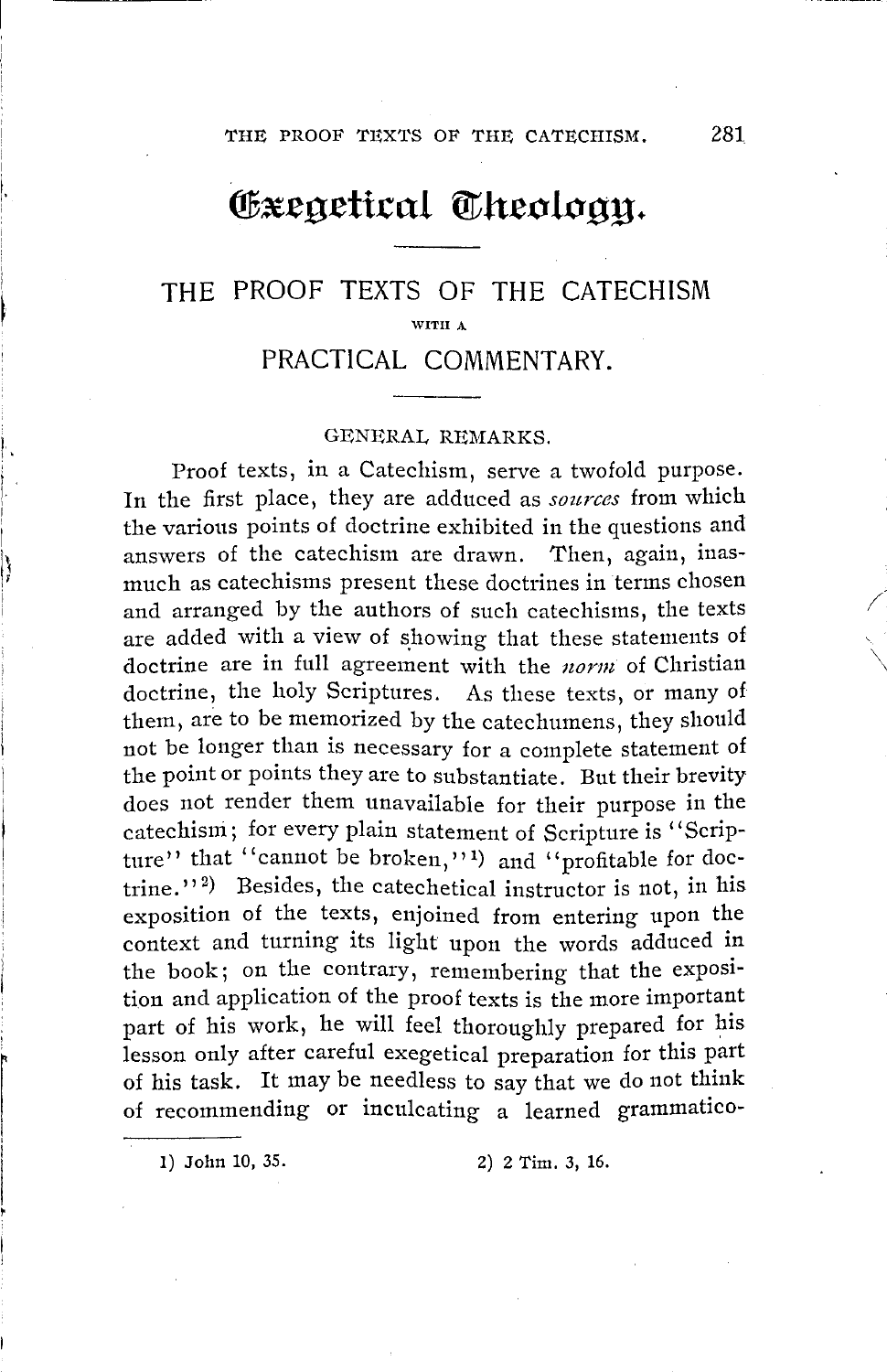# Exegetical Theology.

## THE PROOF TEXTS OF THE CATECHISM

WITH A

## PRACTICAL COMMENTARY.

### GENERAL REMARKS.

Proof texts, in a Catechism, serve a twofold purpose. In the first place, they are adduced as *sources* from which the various points of doctrine exhibited in the questions and answers of the catechism are drawn. Then, again, inasmuch as catechisms present these doctrines in terms chosen and arranged by the authors of such catechisms, the texts are added with a view of showing that these statements of doctrine are in full agreement with the *norm* of Christian doctrine, the holy Scriptures. As these texts, or many of them, are to be memorized by the catechumens, they should not be longer than is necessary for a complete statement of the point or points they are to substantiate. But their brevity does not render them unavailable for their purpose in the catechism; for every plain statement of Scripture is "Scripture" that "cannot be broken,"[1] and "profitable for doctrine."[2] Besides, the catechetical instructor is not, in his exposition of the texts, enjoined from entering upon the context and turning its light upon the words adduced in the book; on the contrary, remembering that the exposition and application of the proof texts is the more important part of his work, he will feel thoroughly prepared for his lesson only after careful exegetical preparation for this part of his task. It may be needless to say that we do not think of recommending or inculcating a learned grammatico-

1) John 10, 35.  2) 2 Tim. 3, 16.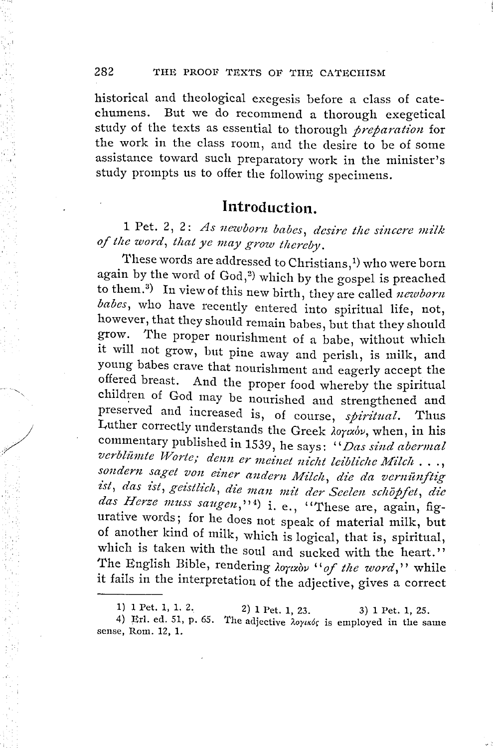historical and theological exegesis before a class of catechumens. But we do recommend a thorough exegetical study of the texts as essential to thorough *preparation* for the work in the class room, and the desire to be of some assistance toward such preparatory work in the minister's study prompts us to offer the following specimens.

## Introduction.

1 Pet. 2, 2: *As newborn babes, desire the sincere milk of the word, that ye may grow thereby.*

These words are addressed to Christians,[1] who were born again by the word of God,[2] which by the gospel is preached to them.[3] In view of this new birth, they are called *newborn babes*, who have recently entered into spiritual life, not, however, that they should remain babes, but that they should grow. The proper nourishment of a babe, without which it will not grow, but pine away and perish, is milk, and young babes crave that nourishment and eagerly accept the offered breast. And the proper food whereby the spiritual children of God may be nourished and strengthened and preserved and increased is, of course, *spiritual*. Thus Luther correctly understands the Greek λογικόν, when, in his commentary published in 1539, he says: "*Das sind abermal verblümte Worte; denn er meinet nicht leibliche Milch . . ., sondern saget von einer andern Milch, die da vernünftig ist, das ist, geistlich, die man mit der Seelen schöpfet, die das Herze muss saugen*,"[4] i. e., "These are, again, figurative words; for he does not speak of material milk, but of another kind of milk, which is logical, that is, spiritual, which is taken with the soul and sucked with the heart." The English Bible, rendering λογικὸν "*of the word*," while it fails in the interpretation of the adjective, gives a correct

---

1) 1 Pet. 1, 1. 2. 2) 1 Pet. 1, 23. 3) 1 Pet. 1, 25.

4) Erl. ed. 51, p. 65. The adjective λογικός is employed in the same sense, Rom. 12, 1.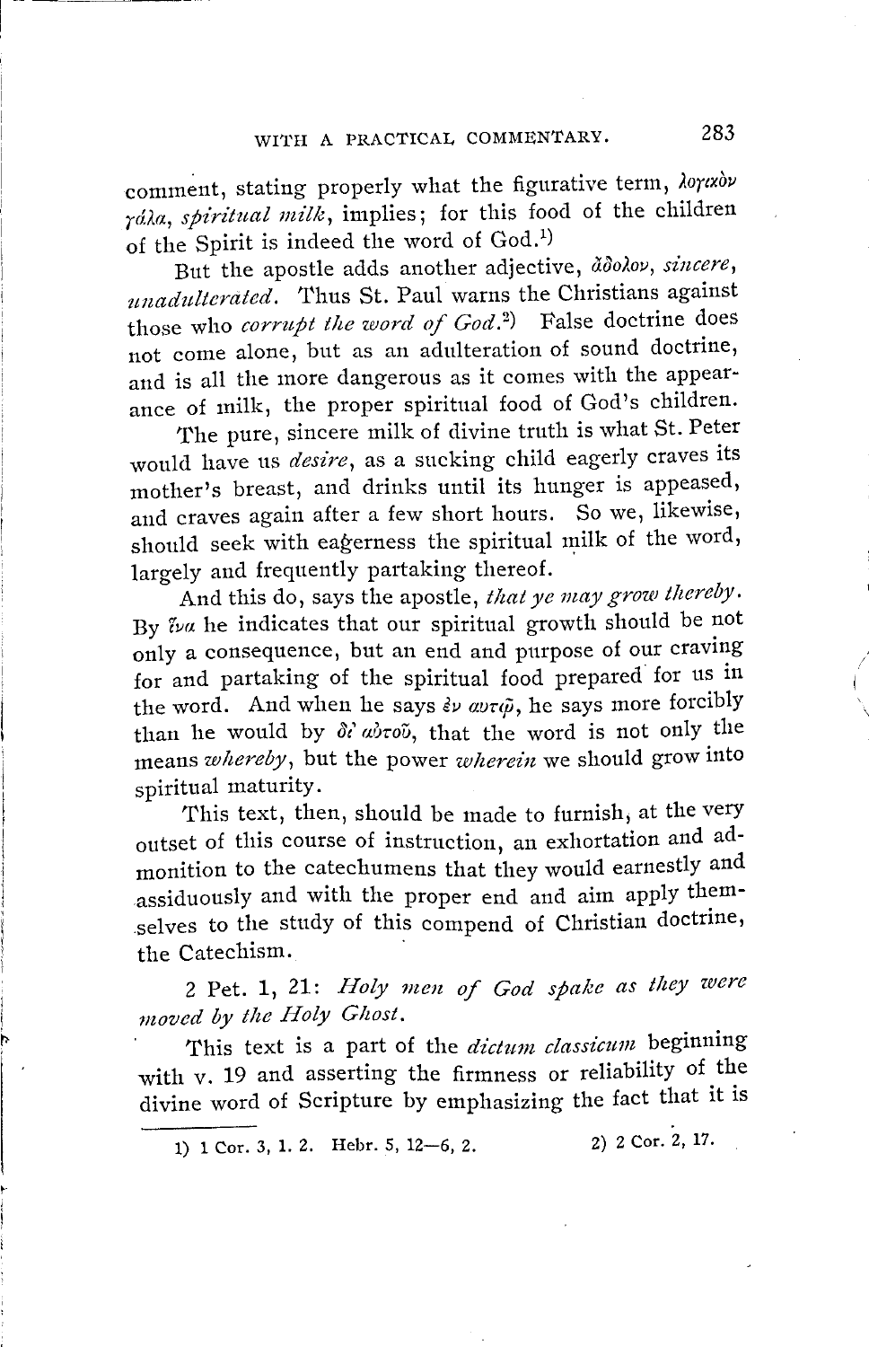comment, stating properly what the figurative term, λογικὸν γάλα, *spiritual milk*, implies; for this food of the children of the Spirit is indeed the word of God.[1]

But the apostle adds another adjective, ἄδολον, *sincere, unadulterated*. Thus St. Paul warns the Christians against those who *corrupt the word of God*.[2] False doctrine does not come alone, but as an adulteration of sound doctrine, and is all the more dangerous as it comes with the appearance of milk, the proper spiritual food of God's children.

The pure, sincere milk of divine truth is what St. Peter would have us *desire*, as a sucking child eagerly craves its mother's breast, and drinks until its hunger is appeased, and craves again after a few short hours. So we, likewise, should seek with eagerness the spiritual milk of the word, largely and frequently partaking thereof.

And this do, says the apostle, *that ye may grow thereby*. By ἵνα he indicates that our spiritual growth should be not only a consequence, but an end and purpose of our craving for and partaking of the spiritual food prepared for us in the word. And when he says ἐν αὐτῷ, he says more forcibly than he would by δι' αὐτοῦ, that the word is not only the means *whereby*, but the power *wherein* we should grow into spiritual maturity.

This text, then, should be made to furnish, at the very outset of this course of instruction, an exhortation and admonition to the catechumens that they would earnestly and assiduously and with the proper end and aim apply themselves to the study of this compend of Christian doctrine, the Catechism.

2 Pet. 1, 21: *Holy men of God spake as they were moved by the Holy Ghost.*

This text is a part of the *dictum classicum* beginning with v. 19 and asserting the firmness or reliability of the divine word of Scripture by emphasizing the fact that it is

---

1) 1 Cor. 3, 1. 2. Hebr. 5, 12—6, 2.

2) 2 Cor. 2, 17.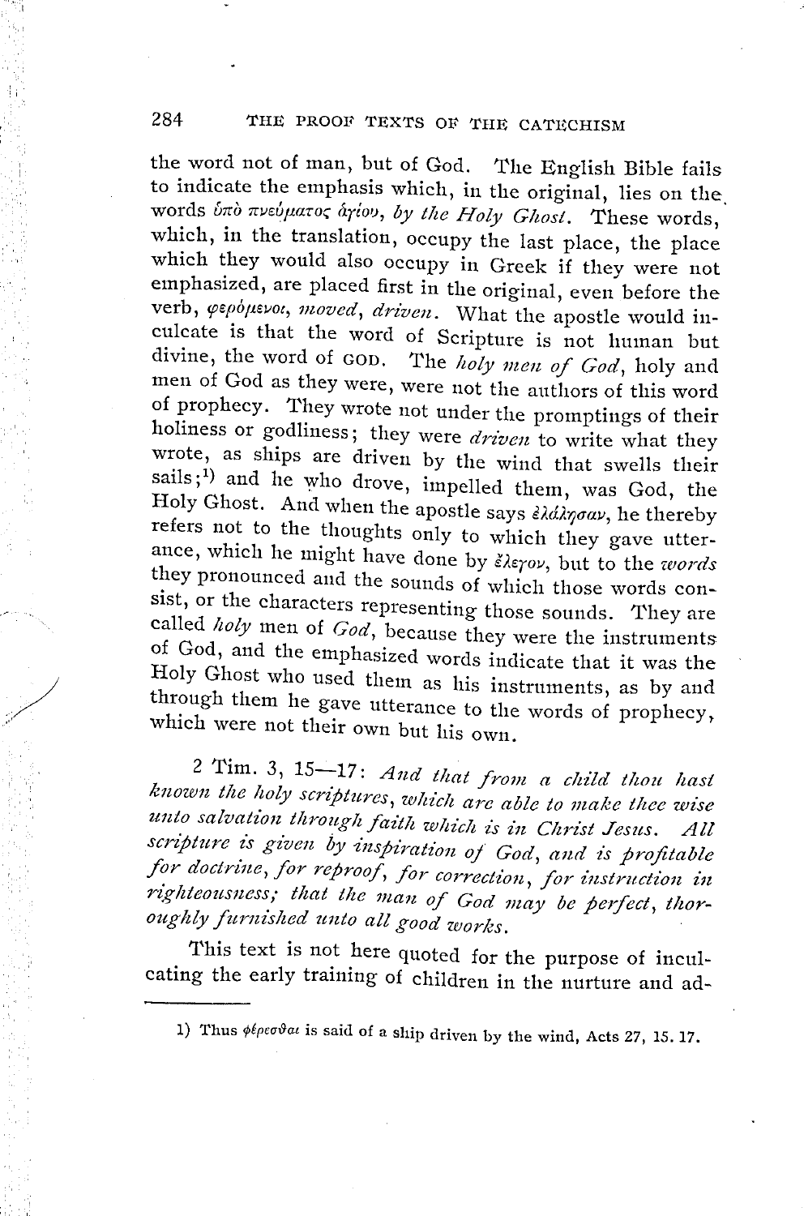the word not of man, but of God. The English Bible fails to indicate the emphasis which, in the original, lies on the words ὑπὸ πνεύματος ἁγίου, *by the Holy Ghost*. These words, which, in the translation, occupy the last place, the place which they would also occupy in Greek if they were not emphasized, are placed first in the original, even before the verb, φερόμενοι, *moved*, *driven*. What the apostle would inculcate is that the word of Scripture is not human but divine, the word of GOD. The *holy men of God*, holy and men of God as they were, were not the authors of this word of prophecy. They wrote not under the promptings of their holiness or godliness; they were *driven* to write what they wrote, as ships are driven by the wind that swells their sails;[1] and he who drove, impelled them, was God, the Holy Ghost. And when the apostle says ἐλάλησαν, he thereby refers not to the thoughts only to which they gave utterance, which he might have done by ἔλεγον, but to the *words* they pronounced and the sounds of which those words consist, or the characters representing those sounds. They are called *holy* men of *God*, because they were the instruments of God, and the emphasized words indicate that it was the Holy Ghost who used them as his instruments, as by and through them he gave utterance to the words of prophecy, which were not their own but his own.

2 Tim. 3, 15—17: *And that from a child thou hast known the holy scriptures, which are able to make thee wise unto salvation through faith which is in Christ Jesus. All scripture is given by inspiration of God, and is profitable for doctrine, for reproof, for correction, for instruction in righteousness; that the man of God may be perfect, thoroughly furnished unto all good works.*

This text is not here quoted for the purpose of inculcating the early training of children in the nurture and ad-

---

1) Thus φέρεσθαι is said of a ship driven by the wind, Acts 27, 15. 17.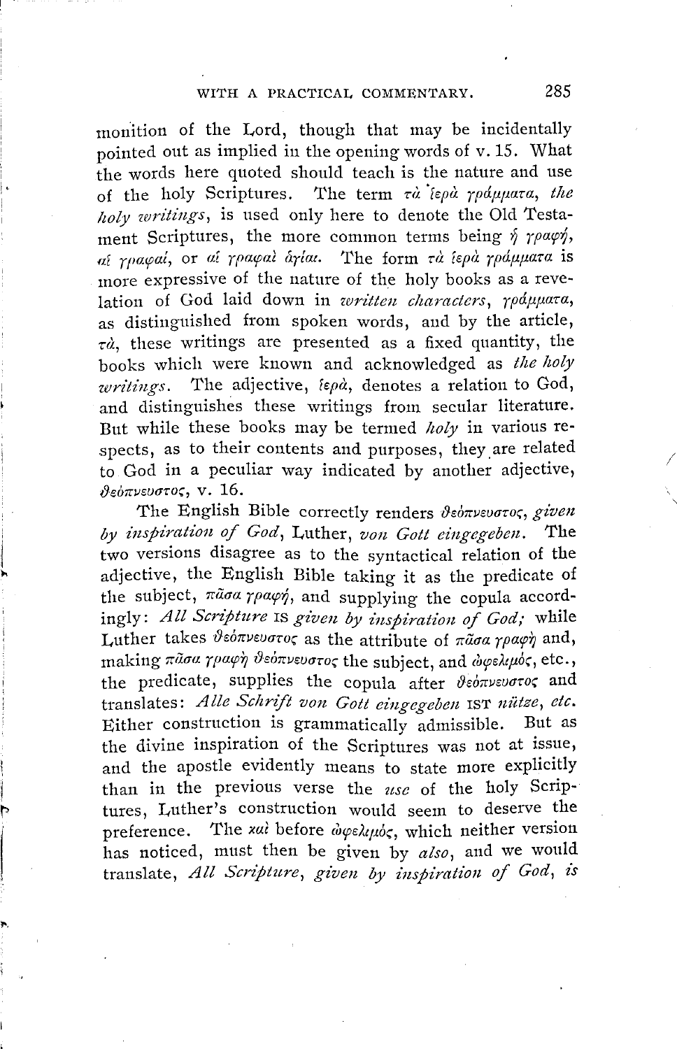monition of the Lord, though that may be incidentally pointed out as implied in the opening words of v. 15. What the words here quoted should teach is the nature and use of the holy Scriptures. The term *τὰ ἱερὰ γράμματα*, *the holy writings*, is used only here to denote the Old Testament Scriptures, the more common terms being *ἡ γραφή*, *αἱ γραφαί*, or *αἱ γραφαὶ ἅγιαι*. The form *τὰ ἱερὰ γράμματα* is more expressive of the nature of the holy books as a revelation of God laid down in *written characters*, *γράμματα*, as distinguished from spoken words, and by the article, *τὰ*, these writings are presented as a fixed quantity, the books which were known and acknowledged as *the holy writings*. The adjective, *ἱερὰ*, denotes a relation to God, and distinguishes these writings from secular literature. But while these books may be termed *holy* in various respects, as to their contents and purposes, they are related to God in a peculiar way indicated by another adjective, *θεόπνευστος*, v. 16.

The English Bible correctly renders *θεόπνευστος*, *given by inspiration of God*, Luther, *von Gott eingegeben*. The two versions disagree as to the syntactical relation of the adjective, the English Bible taking it as the predicate of the subject, *πᾶσα γραφή*, and supplying the copula accordingly: *All Scripture* IS *given by inspiration of God;* while Luther takes *θεόπνευστος* as the attribute of *πᾶσα γραφὴ* and, making *πᾶσα γραφὴ θεόπνευστος* the subject, and *ὠφελιμός*, etc., the predicate, supplies the copula after *θεόπνευστος* and translates: *Alle Schrift von Gott eingegeben* IST *nütze, etc.* Either construction is grammatically admissible. But as the divine inspiration of the Scriptures was not at issue, and the apostle evidently means to state more explicitly than in the previous verse the *use* of the holy Scriptures, Luther's construction would seem to deserve the preference. The *καὶ* before *ὠφελιμός*, which neither version has noticed, must then be given by *also*, and we would translate, *All Scripture, given by inspiration of God, is*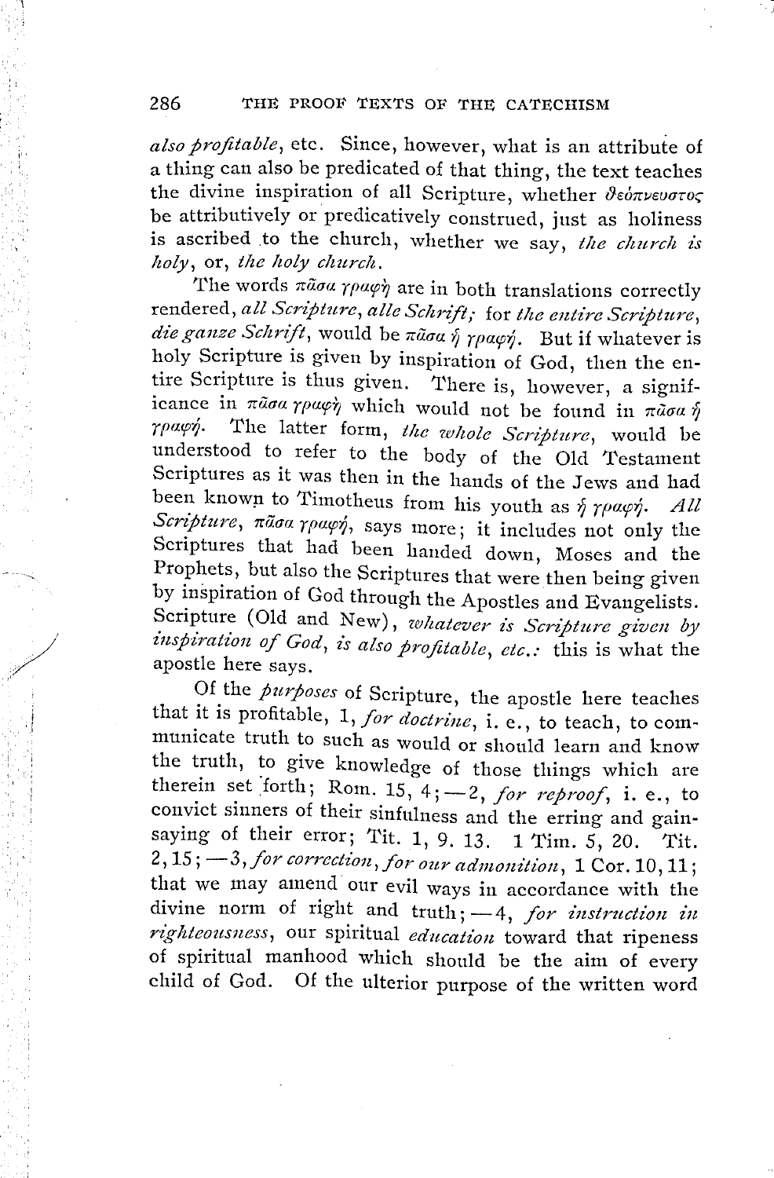*also profitable*, etc. Since, however, what is an attribute of a thing can also be predicated of that thing, the text teaches the divine inspiration of all Scripture, whether θεόπνευστος be attributively or predicatively construed, just as holiness is ascribed to the church, whether we say, *the church is holy*, or, *the holy church*.

The words πᾶσα γραφὴ are in both translations correctly rendered, *all Scripture*, *alle Schrift*; for *the entire Scripture*, *die ganze Schrift*, would be πᾶσα ἡ γραφή. But if whatever is holy Scripture is given by inspiration of God, then the entire Scripture is thus given. There is, however, a significance in πᾶσα γραφὴ which would not be found in πᾶσα ἡ γραφή. The latter form, *the whole Scripture*, would be understood to refer to the body of the Old Testament Scriptures as it was then in the hands of the Jews and had been known to Timotheus from his youth as ἡ γραφή. *All Scripture*, πᾶσα γραφή, says more; it includes not only the Scriptures that had been handed down, Moses and the Prophets, but also the Scriptures that were then being given by inspiration of God through the Apostles and Evangelists. Scripture (Old and New), *whatever is Scripture given by inspiration of God, is also profitable, etc.*: this is what the apostle here says.

Of the *purposes* of Scripture, the apostle here teaches that it is profitable, 1, *for doctrine*, i. e., to teach, to communicate truth to such as would or should learn and know the truth, to give knowledge of those things which are therein set forth; Rom. 15, 4;—2, *for reproof*, i. e., to convict sinners of their sinfulness and the erring and gainsaying of their error; Tit. 1, 9. 13. 1 Tim. 5, 20. Tit. 2, 15;—3, *for correction*, *for our admonition*, 1 Cor. 10, 11; that we may amend our evil ways in accordance with the divine norm of right and truth;—4, *for instruction in righteousness*, our spiritual *education* toward that ripeness of spiritual manhood which should be the aim of every child of God. Of the ulterior purpose of the written word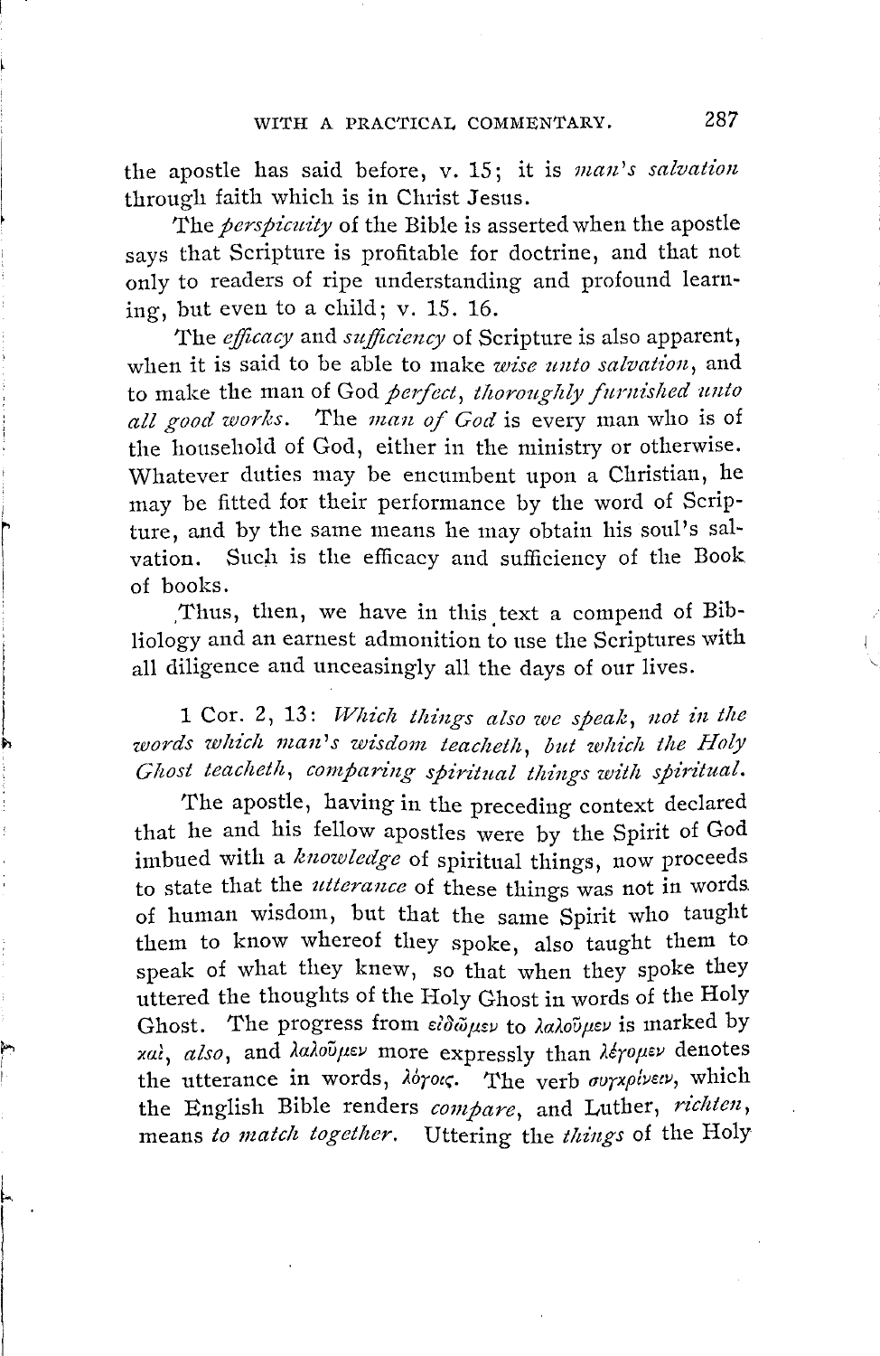the apostle has said before, v. 15; it is *man's salvation* through faith which is in Christ Jesus.

The *perspicuity* of the Bible is asserted when the apostle says that Scripture is profitable for doctrine, and that not only to readers of ripe understanding and profound learning, but even to a child; v. 15. 16.

The *efficacy* and *sufficiency* of Scripture is also apparent, when it is said to be able to make *wise unto salvation*, and to make the man of God *perfect*, *thoroughly furnished unto all good works*. The *man of God* is every man who is of the household of God, either in the ministry or otherwise. Whatever duties may be encumbent upon a Christian, he may be fitted for their performance by the word of Scripture, and by the same means he may obtain his soul's salvation. Such is the efficacy and sufficiency of the Book of books.

Thus, then, we have in this text a compend of Bibliology and an earnest admonition to use the Scriptures with all diligence and unceasingly all the days of our lives.

1 Cor. 2, 13: *Which things also we speak, not in the words which man's wisdom teacheth, but which the Holy Ghost teacheth, comparing spiritual things with spiritual.*

The apostle, having in the preceding context declared that he and his fellow apostles were by the Spirit of God imbued with a *knowledge* of spiritual things, now proceeds to state that the *utterance* of these things was not in words of human wisdom, but that the same Spirit who taught them to know whereof they spoke, also taught them to speak of what they knew, so that when they spoke they uttered the thoughts of the Holy Ghost in words of the Holy Ghost. The progress from εἰδῶμεν to λαλοῦμεν is marked by καὶ, *also*, and λαλοῦμεν more expressly than λέγομεν denotes the utterance in words, λόγοις. The verb συγκρίνειν, which the English Bible renders *compare*, and Luther, *richten*, means *to match together*. Uttering the *things* of the Holy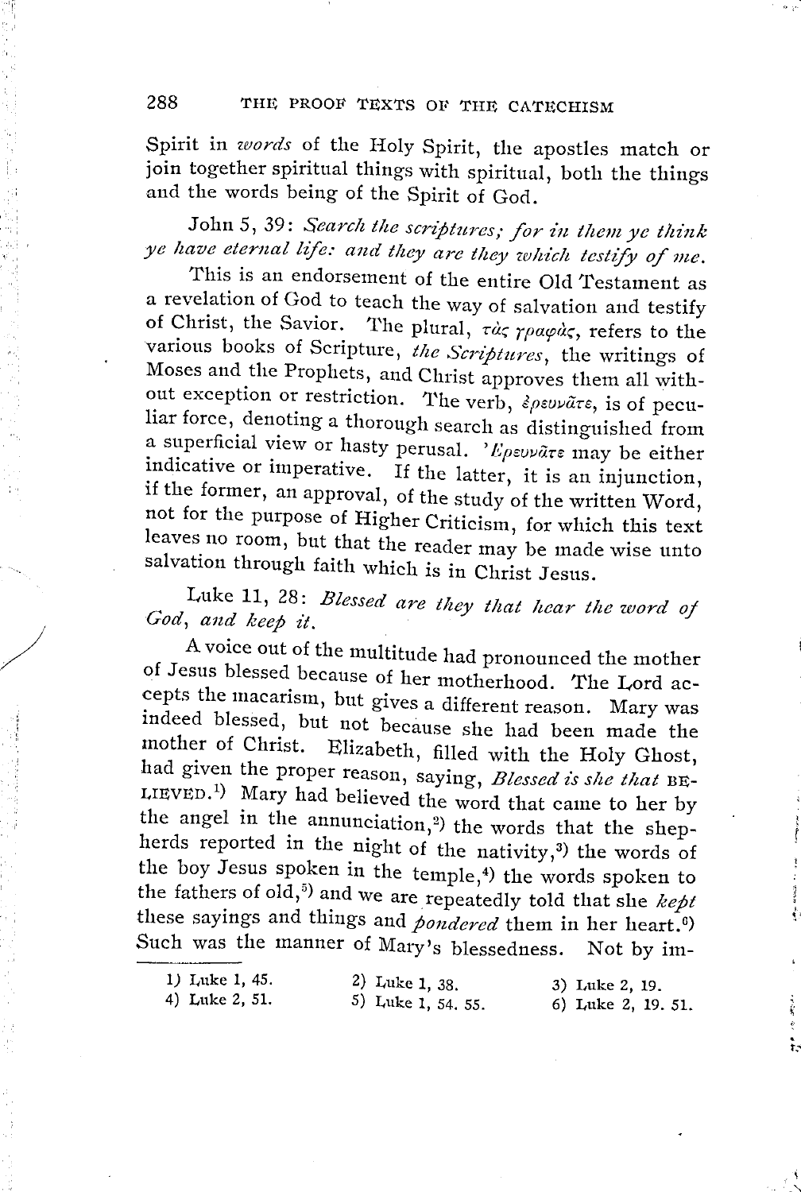Spirit in *words* of the Holy Spirit, the apostles match or join together spiritual things with spiritual, both the things and the words being of the Spirit of God.

John 5, 39: *Search the scriptures; for in them ye think ye have eternal life: and they are they which testify of me.*

This is an endorsement of the entire Old Testament as a revelation of God to teach the way of salvation and testify of Christ, the Savior. The plural, τὰς γραφὰς, refers to the various books of Scripture, *the Scriptures*, the writings of Moses and the Prophets, and Christ approves them all without exception or restriction. The verb, ἐρευνᾶτε, is of peculiar force, denoting a thorough search as distinguished from a superficial view or hasty perusal. Ἐρευνᾶτε may be either indicative or imperative. If the latter, it is an injunction, if the former, an approval, of the study of the written Word, not for the purpose of Higher Criticism, for which this text leaves no room, but that the reader may be made wise unto salvation through faith which is in Christ Jesus.

Luke 11, 28: *Blessed are they that hear the word of God, and keep it.*

A voice out of the multitude had pronounced the mother of Jesus blessed because of her motherhood. The Lord accepts the macarism, but gives a different reason. Mary was indeed blessed, but not because she had been made the mother of Christ. Elizabeth, filled with the Holy Ghost, had given the proper reason, saying, *Blessed is she that* BELIEVED.[1]) Mary had believed the word that came to her by the angel in the annunciation,[2]) the words that the shepherds reported in the night of the nativity,[3]) the words of the boy Jesus spoken in the temple,[4]) the words spoken to the fathers of old,[5]) and we are repeatedly told that she *kept* these sayings and things and *pondered* them in her heart.[6]) Such was the manner of Mary's blessedness. Not by im-

---

1) Luke 1, 45.
2) Luke 1, 38.
3) Luke 2, 19.
4) Luke 2, 51.
5) Luke 1, 54. 55.
6) Luke 2, 19. 51.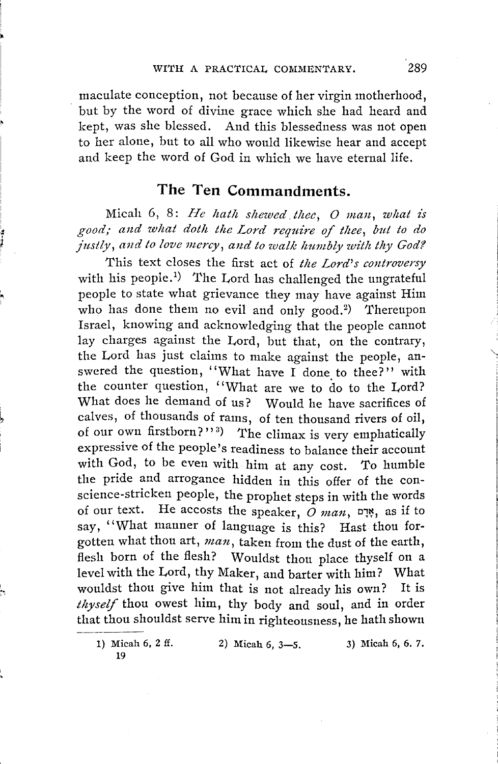maculate conception, not because of her virgin motherhood, but by the word of divine grace which she had heard and kept, was she blessed. And this blessedness was not open to her alone, but to all who would likewise hear and accept and keep the word of God in which we have eternal life.

## The Ten Commandments.

Micah 6, 8: *He hath shewed thee, O man, what is good; and what doth the Lord require of thee, but to do justly, and to love mercy, and to walk humbly with thy God?*

This text closes the first act of *the Lord's controversy* with his people.[1] The Lord has challenged the ungrateful people to state what grievance they may have against Him who has done them no evil and only good.[2] Thereupon Israel, knowing and acknowledging that the people cannot lay charges against the Lord, but that, on the contrary, the Lord has just claims to make against the people, answered the question, "What have I done to thee?" with the counter question, "What are we to do to the Lord? What does he demand of us? Would he have sacrifices of calves, of thousands of rams, of ten thousand rivers of oil, of our own firstborn?"[3] The climax is very emphatically expressive of the people's readiness to balance their account with God, to be even with him at any cost. To humble the pride and arrogance hidden in this offer of the conscience-stricken people, the prophet steps in with the words of our text. He accosts the speaker, *O man*, אָדָם, as if to say, "What manner of language is this? Hast thou forgotten what thou art, *man*, taken from the dust of the earth, flesh born of the flesh? Wouldst thou place thyself on a level with the Lord, thy Maker, and barter with him? What wouldst thou give him that is not already his own? It is *thyself* thou owest him, thy body and soul, and in order that thou shouldst serve him in righteousness, he hath shown

---

1) Micah 6, 2 ff. 2) Micah 6, 3—5. 3) Micah 6, 6. 7.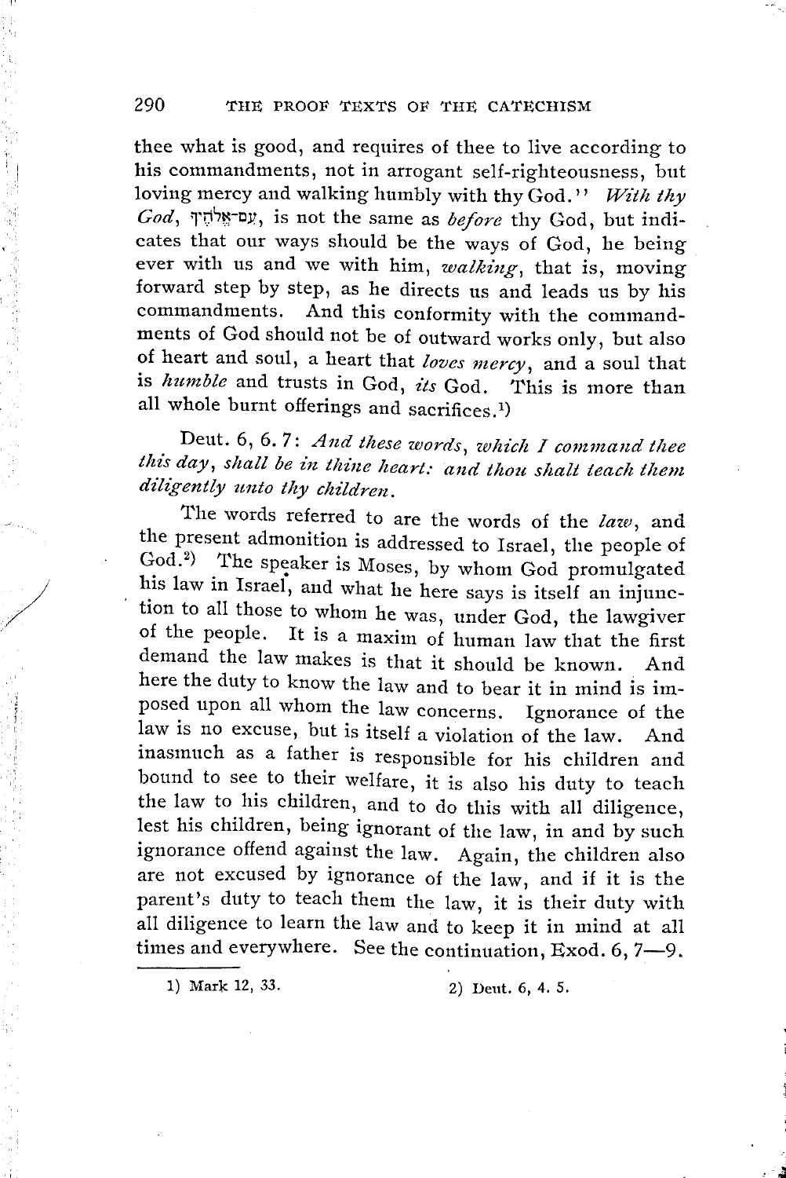thee what is good, and requires of thee to live according to his commandments, not in arrogant self-righteousness, but loving mercy and walking humbly with thy God." *With thy God*, עִם־אֱלֹהֶיךָ, is not the same as *before* thy God, but indicates that our ways should be the ways of God, he being ever with us and we with him, *walking*, that is, moving forward step by step, as he directs us and leads us by his commandments. And this conformity with the commandments of God should not be of outward works only, but also of heart and soul, a heart that *loves mercy*, and a soul that is *humble* and trusts in God, *its* God. This is more than all whole burnt offerings and sacrifices.[1]

Deut. 6, 6. 7: *And these words, which I command thee this day, shall be in thine heart: and thou shalt teach them diligently unto thy children.*

The words referred to are the words of the *law*, and the present admonition is addressed to Israel, the people of God.[2] The speaker is Moses, by whom God promulgated his law in Israel, and what he here says is itself an injunction to all those to whom he was, under God, the lawgiver of the people. It is a maxim of human law that the first demand the law makes is that it should be known. And here the duty to know the law and to bear it in mind is imposed upon all whom the law concerns. Ignorance of the law is no excuse, but is itself a violation of the law. And inasmuch as a father is responsible for his children and bound to see to their welfare, it is also his duty to teach the law to his children, and to do this with all diligence, lest his children, being ignorant of the law, in and by such ignorance offend against the law. Again, the children also are not excused by ignorance of the law, and if it is the parent's duty to teach them the law, it is their duty with all diligence to learn the law and to keep it in mind at all times and everywhere. See the continuation, Exod. 6, 7—9.

---

1) Mark 12, 33.

2) Deut. 6, 4. 5.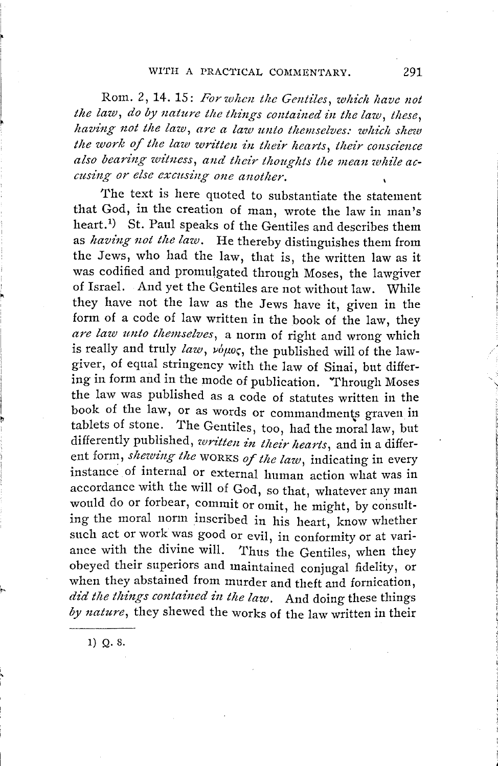Rom. 2, 14. 15: *For when the Gentiles, which have not the law, do by nature the things contained in the law, these, having not the law, are a law unto themselves: which shew the work of the law written in their hearts, their conscience also bearing witness, and their thoughts the mean while accusing or else excusing one another.*

The text is here quoted to substantiate the statement that God, in the creation of man, wrote the law in man's heart.[1] St. Paul speaks of the Gentiles and describes them as *having not the law*. He thereby distinguishes them from the Jews, who had the law, that is, the written law as it was codified and promulgated through Moses, the lawgiver of Israel. And yet the Gentiles are not without law. While they have not the law as the Jews have it, given in the form of a code of law written in the book of the law, they *are law unto themselves*, a norm of right and wrong which is really and truly *law*, νόμος, the published will of the lawgiver, of equal stringency with the law of Sinai, but differing in form and in the mode of publication. Through Moses the law was published as a code of statutes written in the book of the law, or as words or commandments graven in tablets of stone. The Gentiles, too, had the moral law, but differently published, *written in their hearts*, and in a different form, *shewing the* WORKS *of the law*, indicating in every instance of internal or external human action what was in accordance with the will of God, so that, whatever any man would do or forbear, commit or omit, he might, by consulting the moral norm inscribed in his heart, know whether such act or work was good or evil, in conformity or at variance with the divine will. Thus the Gentiles, when they obeyed their superiors and maintained conjugal fidelity, or when they abstained from murder and theft and fornication, *did the things contained in the law*. And doing these things *by nature*, they shewed the works of the law written in their

---

1) Q. 8.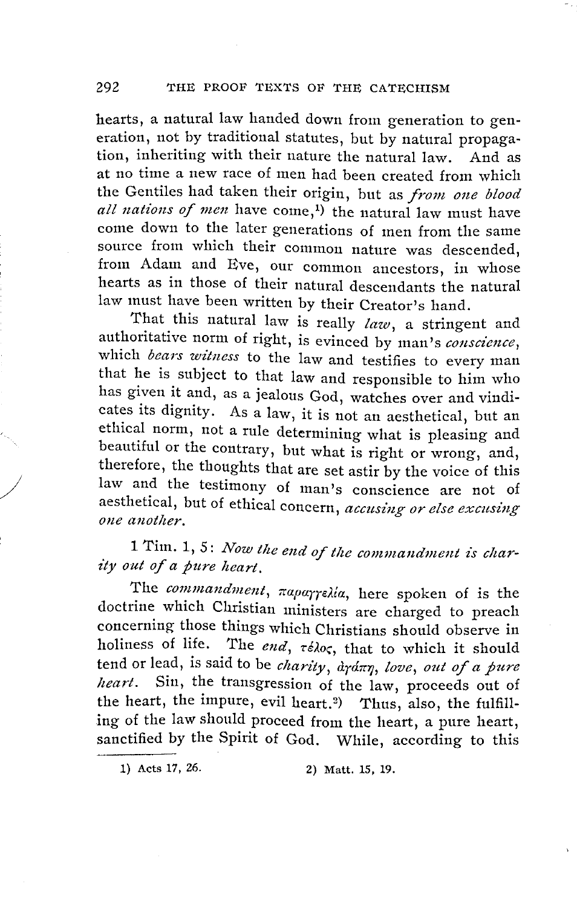hearts, a natural law handed down from generation to generation, not by traditional statutes, but by natural propagation, inheriting with their nature the natural law. And as at no time a new race of men had been created from which the Gentiles had taken their origin, but as *from one blood all nations of men* have come,[1] the natural law must have come down to the later generations of men from the same source from which their common nature was descended, from Adam and Eve, our common ancestors, in whose hearts as in those of their natural descendants the natural law must have been written by their Creator's hand.

That this natural law is really *law*, a stringent and authoritative norm of right, is evinced by man's *conscience*, which *bears witness* to the law and testifies to every man that he is subject to that law and responsible to him who has given it and, as a jealous God, watches over and vindicates its dignity. As a law, it is not an aesthetical, but an ethical norm, not a rule determining what is pleasing and beautiful or the contrary, but what is right or wrong, and, therefore, the thoughts that are set astir by the voice of this law and the testimony of man's conscience are not of aesthetical, but of ethical concern, *accusing or else excusing one another*.

1 Tim. 1, 5: *Now the end of the commandment is charity out of a pure heart.*

The *commandment*, παραγγελία, here spoken of is the doctrine which Christian ministers are charged to preach concerning those things which Christians should observe in holiness of life. The *end*, τέλος, that to which it should tend or lead, is said to be *charity*, ἀγάπη, *love*, *out of a pure heart*. Sin, the transgression of the law, proceeds out of the heart, the impure, evil heart.[2] Thus, also, the fulfilling of the law should proceed from the heart, a pure heart, sanctified by the Spirit of God. While, according to this

1) Acts 17, 26.    2) Matt. 15, 19.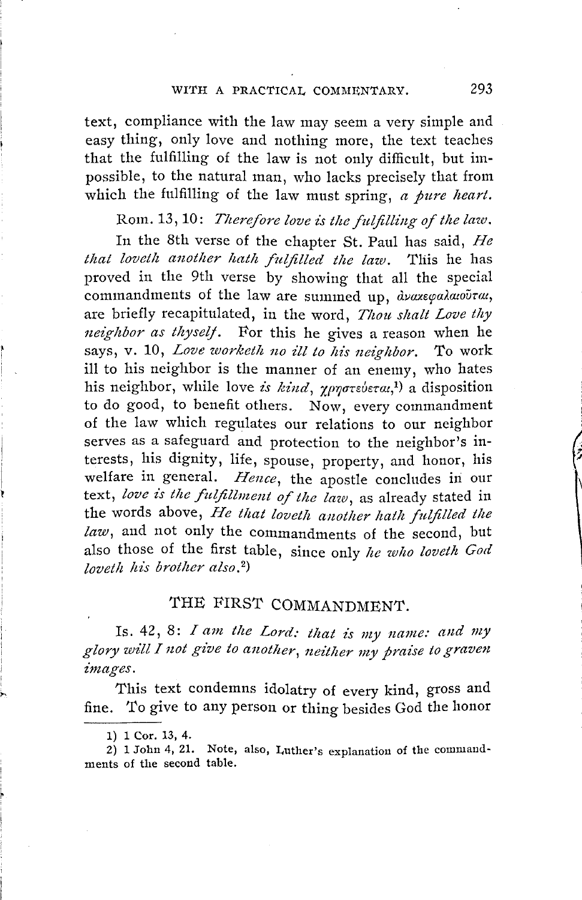text, compliance with the law may seem a very simple and easy thing, only love and nothing more, the text teaches that the fulfilling of the law is not only difficult, but impossible, to the natural man, who lacks precisely that from which the fulfilling of the law must spring, *a pure heart.*

Rom. 13, 10: *Therefore love is the fulfilling of the law.*

In the 8th verse of the chapter St. Paul has said, *He that loveth another hath fulfilled the law.* This he has proved in the 9th verse by showing that all the special commandments of the law are summed up, ἀνακεφαλαιοῦται, are briefly recapitulated, in the word, *Thou shalt Love thy neighbor as thyself.* For this he gives a reason when he says, v. 10, *Love worketh no ill to his neighbor.* To work ill to his neighbor is the manner of an enemy, who hates his neighbor, while love *is kind*, χρηστεύεται,[1] a disposition to do good, to benefit others. Now, every commandment of the law which regulates our relations to our neighbor serves as a safeguard and protection to the neighbor's interests, his dignity, life, spouse, property, and honor, his welfare in general. *Hence*, the apostle concludes in our text, *love is the fulfillment of the law*, as already stated in the words above, *He that loveth another hath fulfilled the law*, and not only the commandments of the second, but also those of the first table, since only *he who loveth God loveth his brother also.*[2]

## THE FIRST COMMANDMENT.

Is. 42, 8: *I am the Lord: that is my name: and my glory will I not give to another, neither my praise to graven images.*

This text condemns idolatry of every kind, gross and fine. To give to any person or thing besides God the honor

1) 1 Cor. 13, 4.

2) 1 John 4, 21. Note, also, Luther's explanation of the commandments of the second table.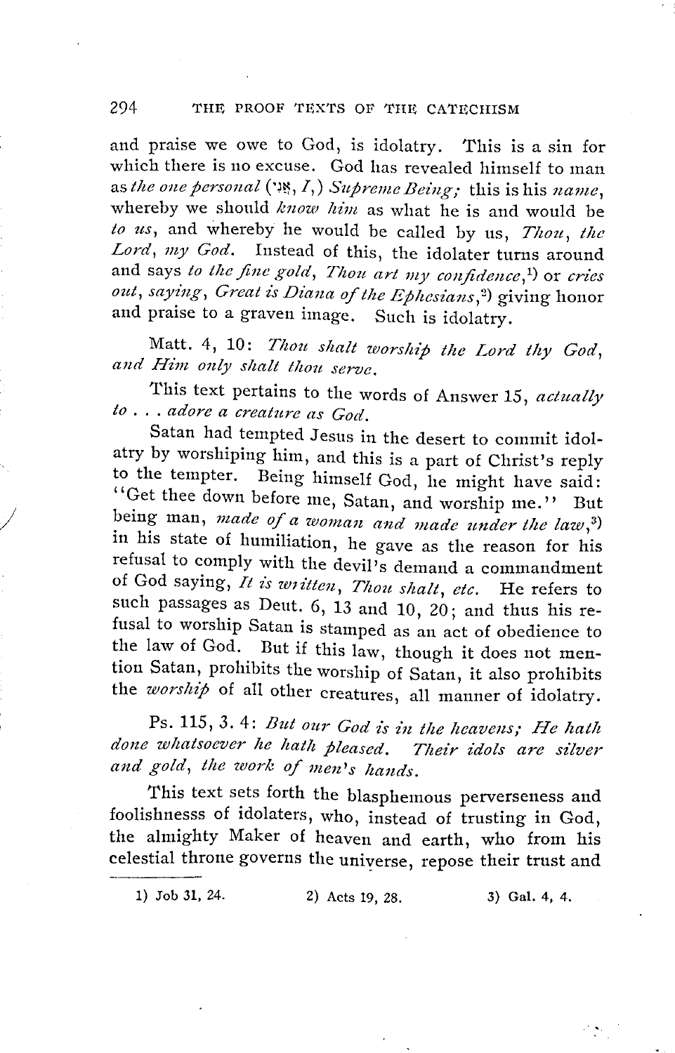and praise we owe to God, is idolatry. This is a sin for which there is no excuse. God has revealed himself to man as *the one personal* (אני, *I*,) *Supreme Being;* this is his *name*, whereby we should *know him* as what he is and would be *to us*, and whereby he would be called by us, *Thou, the Lord, my God.* Instead of this, the idolater turns around and says *to the fine gold, Thou art my confidence,*[1] or *cries out, saying, Great is Diana of the Ephesians,*[2] giving honor and praise to a graven image. Such is idolatry.

Matt. 4, 10: *Thou shalt worship the Lord thy God, and Him only shalt thou serve.*

This text pertains to the words of Answer 15, *actually to . . . adore a creature as God.*

Satan had tempted Jesus in the desert to commit idolatry by worshiping him, and this is a part of Christ's reply to the tempter. Being himself God, he might have said: "Get thee down before me, Satan, and worship me." But being man, *made of a woman and made under the law,*[3] in his state of humiliation, he gave as the reason for his refusal to comply with the devil's demand a commandment of God saying, *It is written, Thou shalt, etc.* He refers to such passages as Deut. 6, 13 and 10, 20; and thus his refusal to worship Satan is stamped as an act of obedience to the law of God. But if this law, though it does not mention Satan, prohibits the worship of Satan, it also prohibits the *worship* of all other creatures, all manner of idolatry.

Ps. 115, 3. 4: *But our God is in the heavens; He hath done whatsoever he hath pleased. Their idols are silver and gold, the work of men's hands.*

This text sets forth the blasphemous perverseness and foolishnesss of idolaters, who, instead of trusting in God, the almighty Maker of heaven and earth, who from his celestial throne governs the universe, repose their trust and

---

1) Job 31, 24. 2) Acts 19, 28. 3) Gal. 4, 4.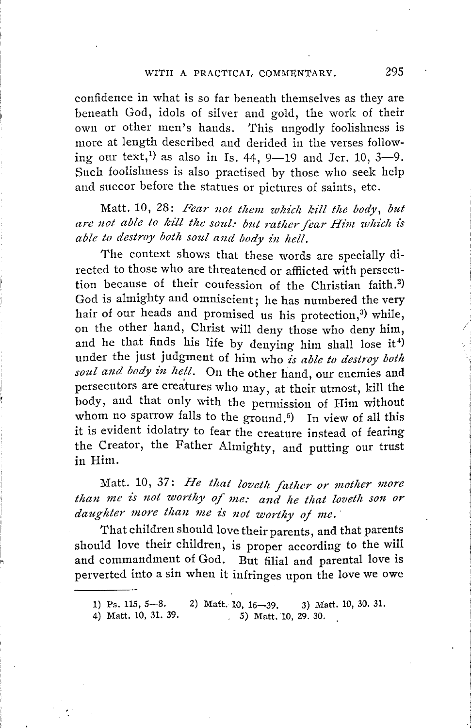confidence in what is so far beneath themselves as they are beneath God, idols of silver and gold, the work of their own or other men's hands. This ungodly foolishness is more at length described and derided in the verses following our text,[1] as also in Is. 44, 9—19 and Jer. 10, 3—9. Such foolishness is also practised by those who seek help and succor before the statues or pictures of saints, etc.

Matt. 10, 28: *Fear not them which kill the body, but are not able to kill the soul: but rather fear Him which is able to destroy both soul and body in hell.*

The context shows that these words are specially directed to those who are threatened or afflicted with persecution because of their confession of the Christian faith.[2] God is almighty and omniscient; he has numbered the very hair of our heads and promised us his protection,[3] while, on the other hand, Christ will deny those who deny him, and he that finds his life by denying him shall lose it[4] under the just judgment of him who *is able to destroy both soul and body in hell.* On the other hand, our enemies and persecutors are creatures who may, at their utmost, kill the body, and that only with the permission of Him without whom no sparrow falls to the ground.[5] In view of all this it is evident idolatry to fear the creature instead of fearing the Creator, the Father Almighty, and putting our trust in Him.

Matt. 10, 37: *He that loveth father or mother more than me is not worthy of me: and he that loveth son or daughter more than me is not worthy of me.*

That children should love their parents, and that parents should love their children, is proper according to the will and commandment of God. But filial and parental love is perverted into a sin when it infringes upon the love we owe

---

1) Ps. 115, 5—8. 2) Matt. 10, 16—39. 3) Matt. 10, 30. 31.
4) Matt. 10, 31. 39. 5) Matt. 10, 29. 30.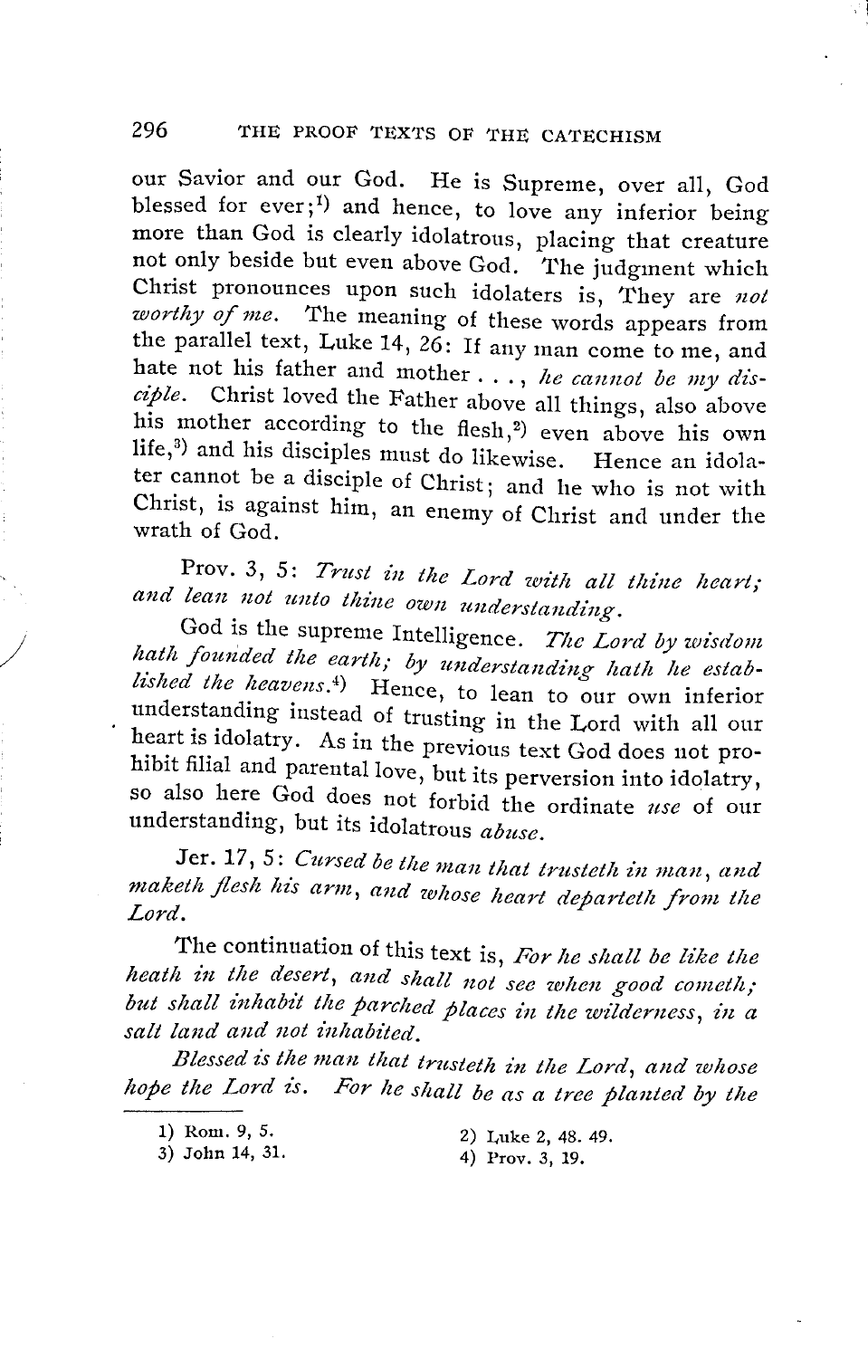our Savior and our God. He is Supreme, over all, God blessed for ever;[1] and hence, to love any inferior being more than God is clearly idolatrous, placing that creature not only beside but even above God. The judgment which Christ pronounces upon such idolaters is, They are *not worthy of me.* The meaning of these words appears from the parallel text, Luke 14, 26: If any man come to me, and hate not his father and mother . . ., *he cannot be my disciple.* Christ loved the Father above all things, also above his mother according to the flesh,[2] even above his own life,[3] and his disciples must do likewise. Hence an idolater cannot be a disciple of Christ; and he who is not with Christ, is against him, an enemy of Christ and under the wrath of God.

Prov. 3, 5: *Trust in the Lord with all thine heart; and lean not unto thine own understanding.*

God is the supreme Intelligence. *The Lord by wisdom hath founded the earth; by understanding hath he established the heavens.*[4] Hence, to lean to our own inferior understanding instead of trusting in the Lord with all our heart is idolatry. As in the previous text God does not prohibit filial and parental love, but its perversion into idolatry, so also here God does not forbid the ordinate *use* of our understanding, but its idolatrous *abuse.*

Jer. 17, 5: *Cursed be the man that trusteth in man, and maketh flesh his arm, and whose heart departeth from the Lord.*

The continuation of this text is, *For he shall be like the heath in the desert, and shall not see when good cometh; but shall inhabit the parched places in the wilderness, in a salt land and not inhabited.*

*Blessed is the man that trusteth in the Lord, and whose hope the Lord is. For he shall be as a tree planted by the*

---

1) Rom. 9, 5.
2) Luke 2, 48. 49.
3) John 14, 31.
4) Prov. 3, 19.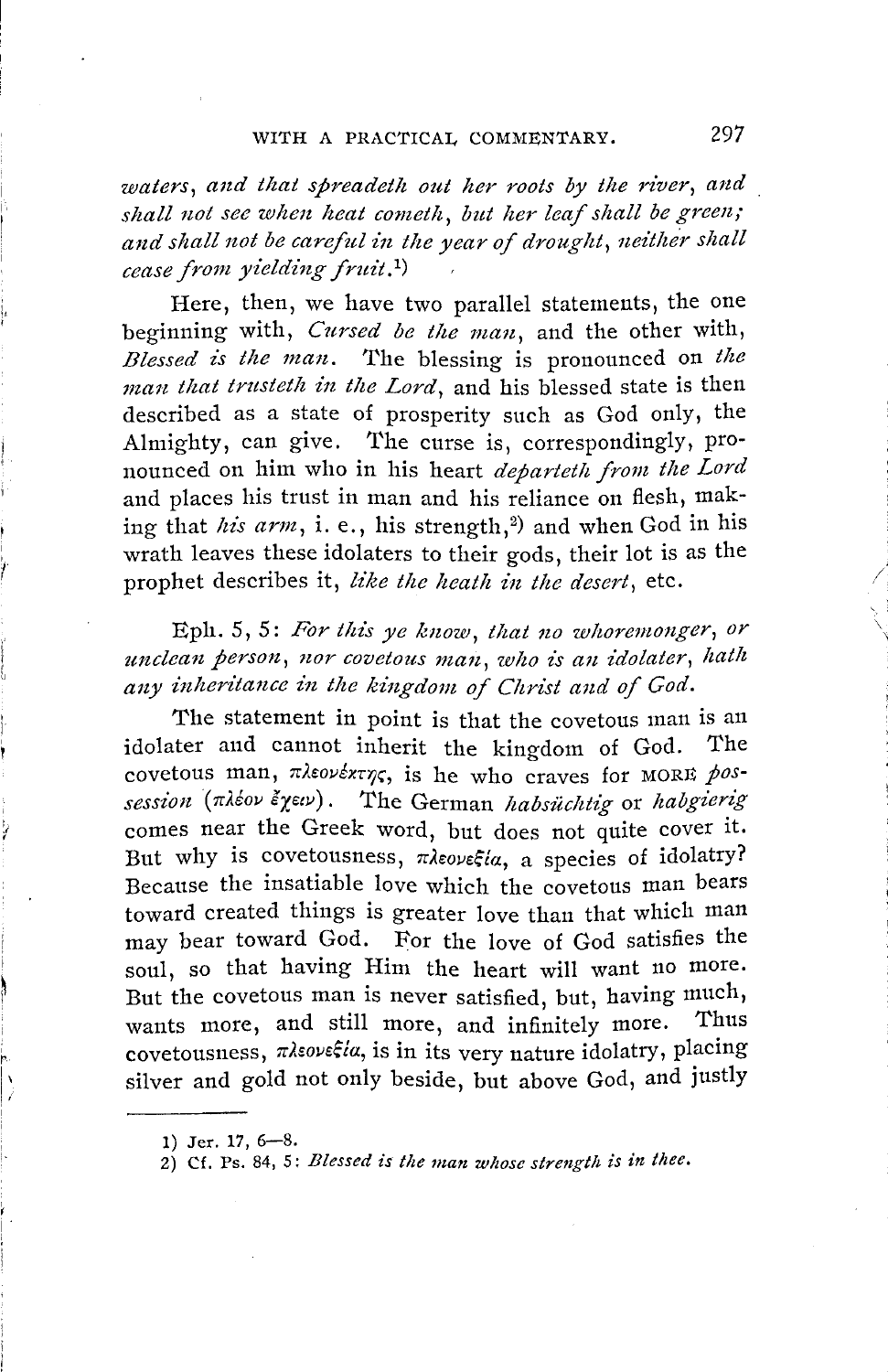*waters, and that spreadeth out her roots by the river, and shall not see when heat cometh, but her leaf shall be green; and shall not be careful in the year of drought, neither shall cease from yielding fruit.*[1])

Here, then, we have two parallel statements, the one beginning with, *Cursed be the man*, and the other with, *Blessed is the man*. The blessing is pronounced on *the man that trusteth in the Lord*, and his blessed state is then described as a state of prosperity such as God only, the Almighty, can give. The curse is, correspondingly, pronounced on him who in his heart *departeth from the Lord* and places his trust in man and his reliance on flesh, making that *his arm*, i. e., his strength,[2]) and when God in his wrath leaves these idolaters to their gods, their lot is as the prophet describes it, *like the heath in the desert*, etc.

Eph. 5, 5: *For this ye know, that no whoremonger, or unclean person, nor covetous man, who is an idolater, hath any inheritance in the kingdom of Christ and of God.*

The statement in point is that the covetous man is an idolater and cannot inherit the kingdom of God. The covetous man, πλεονέκτης, is he who craves for MORE *possession* (πλέον ἔχειν). The German *habsüchtig* or *habgierig* comes near the Greek word, but does not quite cover it. But why is covetousness, πλεονεξία, a species of idolatry? Because the insatiable love which the covetous man bears toward created things is greater love than that which man may bear toward God. For the love of God satisfies the soul, so that having Him the heart will want no more. But the covetous man is never satisfied, but, having much, wants more, and still more, and infinitely more. Thus covetousness, πλεονεξία, is in its very nature idolatry, placing silver and gold not only beside, but above God, and justly

---

1) Jer. 17, 6—8.

2) Cf. Ps. 84, 5: *Blessed is the man whose strength is in thee.*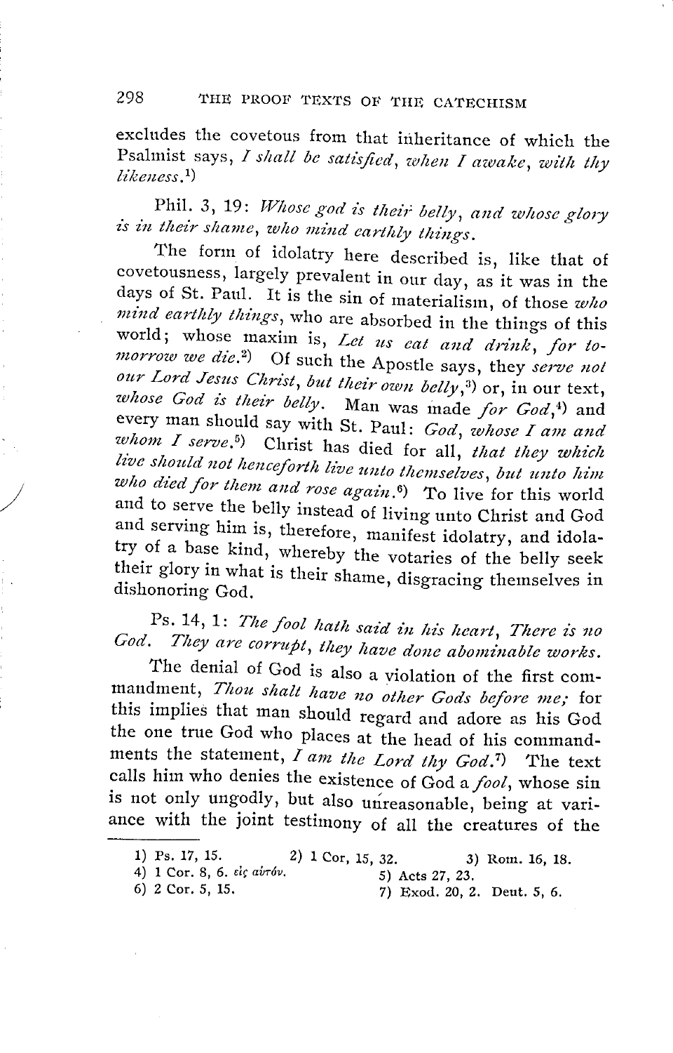excludes the covetous from that inheritance of which the Psalmist says, *I shall be satisfied, when I awake, with thy likeness.*[1]

Phil. 3, 19: *Whose god is their belly, and whose glory is in their shame, who mind earthly things.*

The form of idolatry here described is, like that of covetousness, largely prevalent in our day, as it was in the days of St. Paul. It is the sin of materialism, of those *who mind earthly things*, who are absorbed in the things of this world; whose maxim is, *Let us eat and drink, for tomorrow we die.*[2] Of such the Apostle says, they *serve not our Lord Jesus Christ, but their own belly*,[3] or, in our text, *whose God is their belly*. Man was made *for God*,[4] and every man should say with St. Paul: *God, whose I am and whom I serve.*[5] Christ has died for all, *that they which live should not henceforth live unto themselves, but unto him who died for them and rose again.*[6] To live for this world and to serve the belly instead of living unto Christ and God and serving him is, therefore, manifest idolatry, and idolatry of a base kind, whereby the votaries of the belly seek their glory in what is their shame, disgracing themselves in dishonoring God.

Ps. 14, 1: *The fool hath said in his heart, There is no God. They are corrupt, they have done abominable works.*

The denial of God is also a violation of the first commandment, *Thou shalt have no other Gods before me;* for this implies that man should regard and adore as his God the one true God who places at the head of his commandments the statement, *I am the Lord thy God.*[7] The text calls him who denies the existence of God a *fool*, whose sin is not only ungodly, but also unreasonable, being at variance with the joint testimony of all the creatures of the

---

1) Ps. 17, 15. 2) 1 Cor. 15, 32. 3) Rom. 16, 18.
4) 1 Cor. 8, 6. εἰς αὐτόν. 5) Acts 27, 23.
6) 2 Cor. 5, 15. 7) Exod. 20, 2. Deut. 5, 6.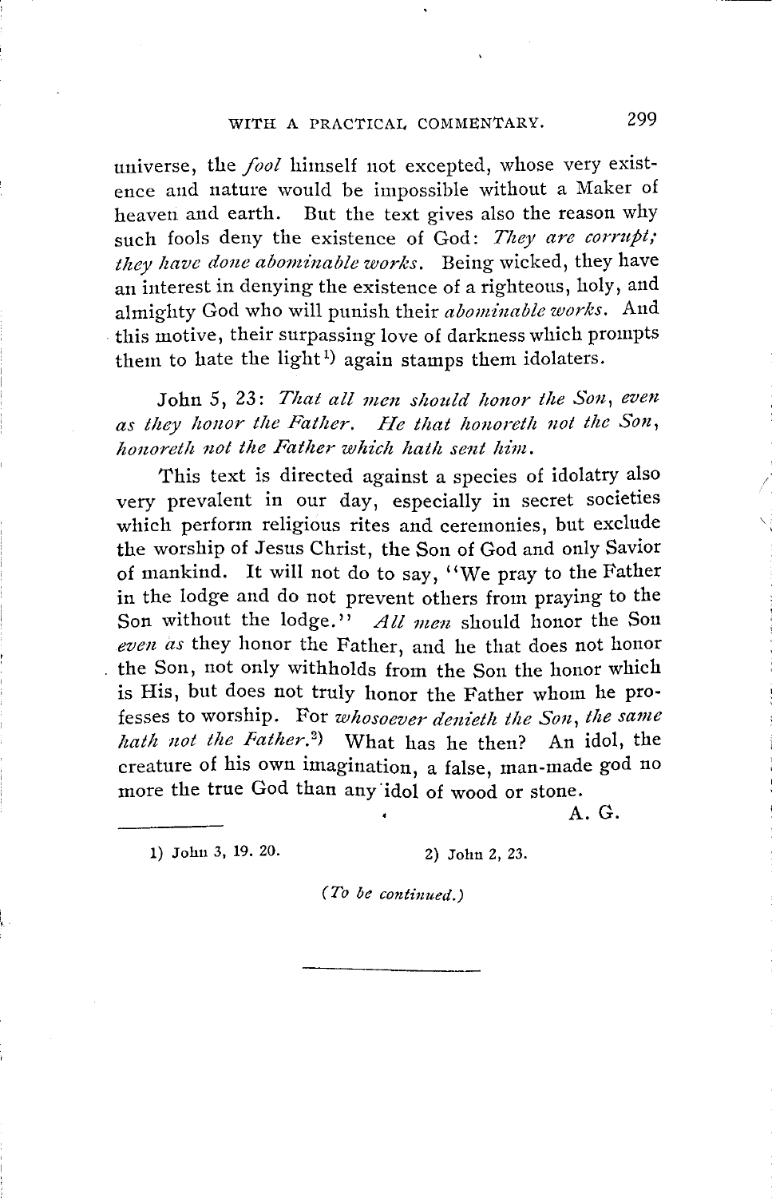universe, the *fool* himself not excepted, whose very existence and nature would be impossible without a Maker of heaven and earth. But the text gives also the reason why such fools deny the existence of God: *They are corrupt; they have done abominable works.* Being wicked, they have an interest in denying the existence of a righteous, holy, and almighty God who will punish their *abominable works.* And this motive, their surpassing love of darkness which prompts them to hate the light[1]) again stamps them idolaters.

John 5, 23: *That all men should honor the Son, even as they honor the Father. He that honoreth not the Son, honoreth not the Father which hath sent him.*

This text is directed against a species of idolatry also very prevalent in our day, especially in secret societies which perform religious rites and ceremonies, but exclude the worship of Jesus Christ, the Son of God and only Savior of mankind. It will not do to say, "We pray to the Father in the lodge and do not prevent others from praying to the Son without the lodge." *All men* should honor the Son *even as* they honor the Father, and he that does not honor the Son, not only withholds from the Son the honor which is His, but does not truly honor the Father whom he professes to worship. For *whosoever denieth the Son, the same hath not the Father.*[2]) What has he then? An idol, the creature of his own imagination, a false, man-made god no more the true God than any idol of wood or stone.

A. G.

---

1) John 3, 19. 20. 2) John 2, 23.

*(To be continued.)*